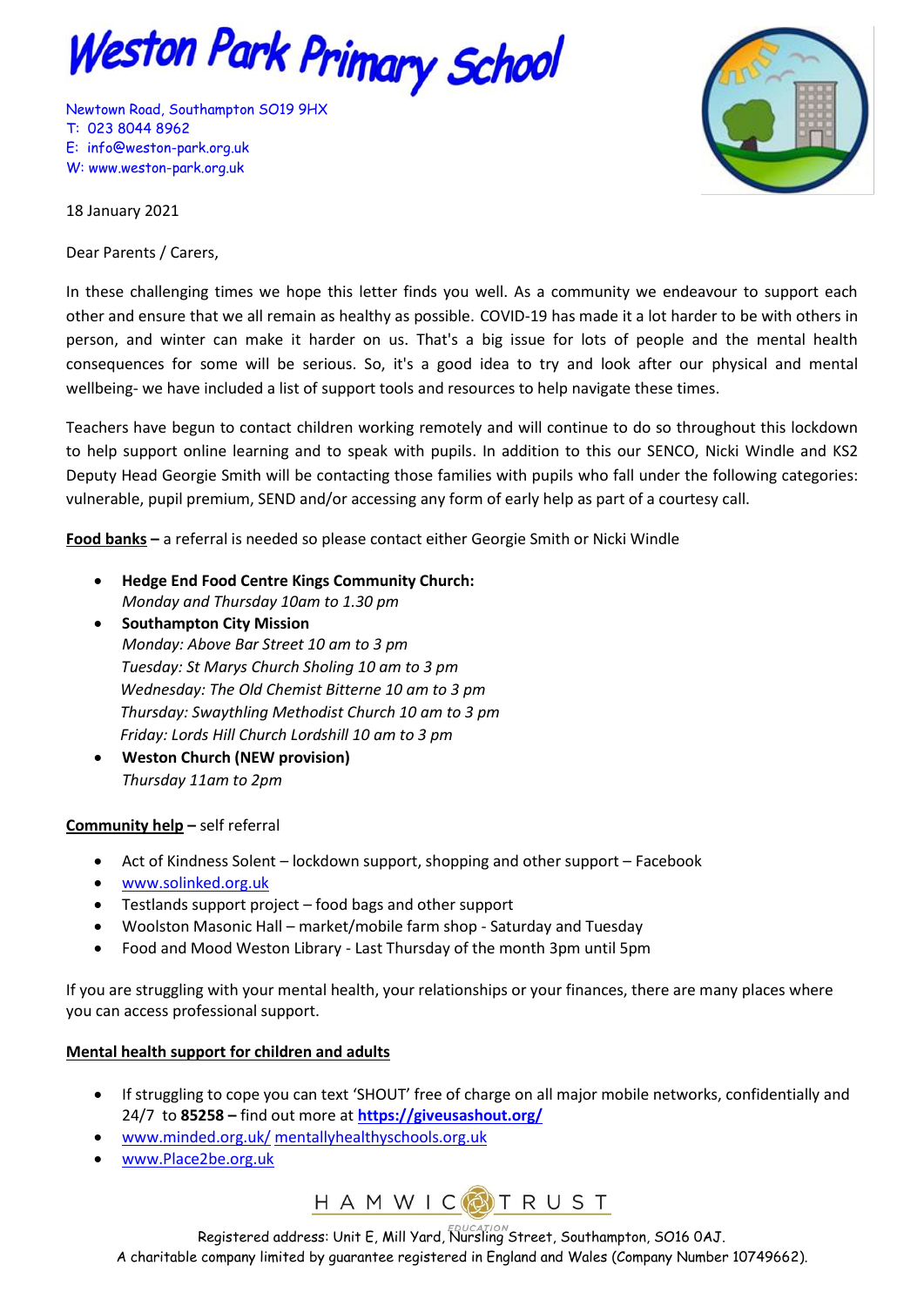# Weston Park Primary School

Newtown Road, Southampton SO19 9HX
T: 023 8044 8962
E: info@weston-park.org.uk
W: www.weston-park.org.uk

18 January 2021

Dear Parents / Carers,

In these challenging times we hope this letter finds you well. As a community we endeavour to support each other and ensure that we all remain as healthy as possible. COVID-19 has made it a lot harder to be with others in person, and winter can make it harder on us. That's a big issue for lots of people and the mental health consequences for some will be serious. So, it's a good idea to try and look after our physical and mental wellbeing- we have included a list of support tools and resources to help navigate these times.

Teachers have begun to contact children working remotely and will continue to do so throughout this lockdown to help support online learning and to speak with pupils. In addition to this our SENCO, Nicki Windle and KS2 Deputy Head Georgie Smith will be contacting those families with pupils who fall under the following categories: vulnerable, pupil premium, SEND and/or accessing any form of early help as part of a courtesy call.

**Food banks –** a referral is needed so please contact either Georgie Smith or Nicki Windle

- **Hedge End Food Centre Kings Community Church:**
  *Monday and Thursday 10am to 1.30 pm*
- **Southampton City Mission**
  *Monday: Above Bar Street 10 am to 3 pm*
  *Tuesday: St Marys Church Sholing 10 am to 3 pm*
  *Wednesday: The Old Chemist Bitterne 10 am to 3 pm*
  *Thursday: Swaythling Methodist Church 10 am to 3 pm*
  *Friday: Lords Hill Church Lordshill 10 am to 3 pm*
- **Weston Church (NEW provision)**
  *Thursday 11am to 2pm*

**Community help –** self referral

- Act of Kindness Solent – lockdown support, shopping and other support – Facebook
- www.solinked.org.uk
- Testlands support project – food bags and other support
- Woolston Masonic Hall – market/mobile farm shop - Saturday and Tuesday
- Food and Mood Weston Library - Last Thursday of the month 3pm until 5pm

If you are struggling with your mental health, your relationships or your finances, there are many places where you can access professional support.

**Mental health support for children and adults**

- If struggling to cope you can text 'SHOUT' free of charge on all major mobile networks, confidentially and 24/7 to **85258 –** find out more at **https://giveusashout.org/**
- www.minded.org.uk/ mentallyhealthyschools.org.uk
- www.Place2be.org.uk

HAMWIC EDUCATION TRUST

Registered address: Unit E, Mill Yard, Nursling Street, Southampton, SO16 0AJ.
A charitable company limited by guarantee registered in England and Wales (Company Number 10749662).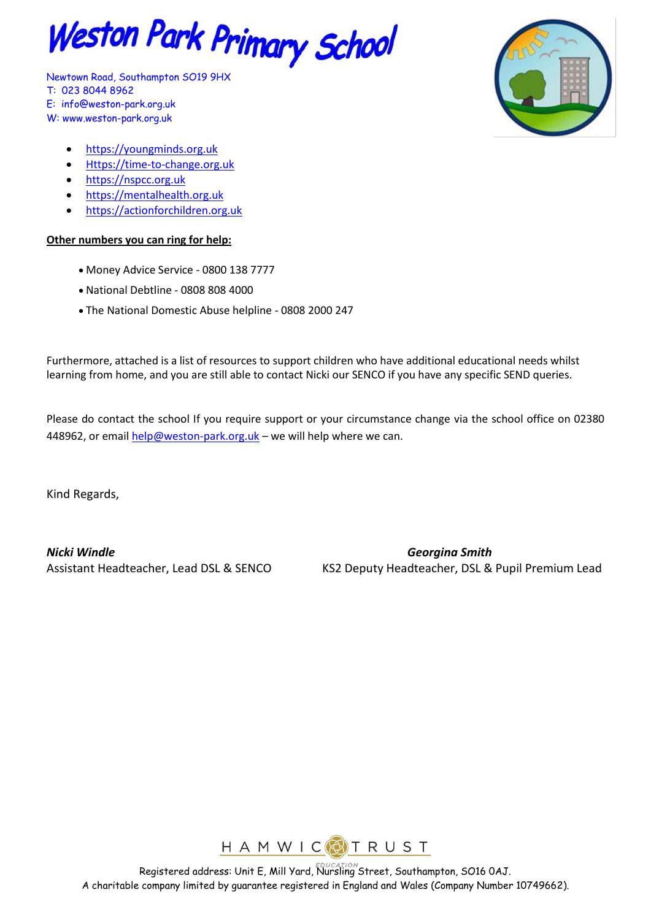# Weston Park Primary School

Newtown Road, Southampton SO19 9HX
T: 023 8044 8962
E: info@weston-park.org.uk
W: www.weston-park.org.uk

- https://youngminds.org.uk
- Https://time-to-change.org.uk
- https://nspcc.org.uk
- https://mentalhealth.org.uk
- https://actionforchildren.org.uk

**Other numbers you can ring for help:**

- Money Advice Service - 0800 138 7777
- National Debtline - 0808 808 4000
- The National Domestic Abuse helpline - 0808 2000 247

Furthermore, attached is a list of resources to support children who have additional educational needs whilst learning from home, and you are still able to contact Nicki our SENCO if you have any specific SEND queries.

Please do contact the school If you require support or your circumstance change via the school office on 02380 448962, or email help@weston-park.org.uk – we will help where we can.

Kind Regards,

***Nicki Windle***
Assistant Headteacher, Lead DSL & SENCO

***Georgina Smith***
KS2 Deputy Headteacher, DSL & Pupil Premium Lead

HAMWIC EDUCATION TRUST

Registered address: Unit E, Mill Yard, Nursling Street, Southampton, SO16 0AJ.
A charitable company limited by guarantee registered in England and Wales (Company Number 10749662).